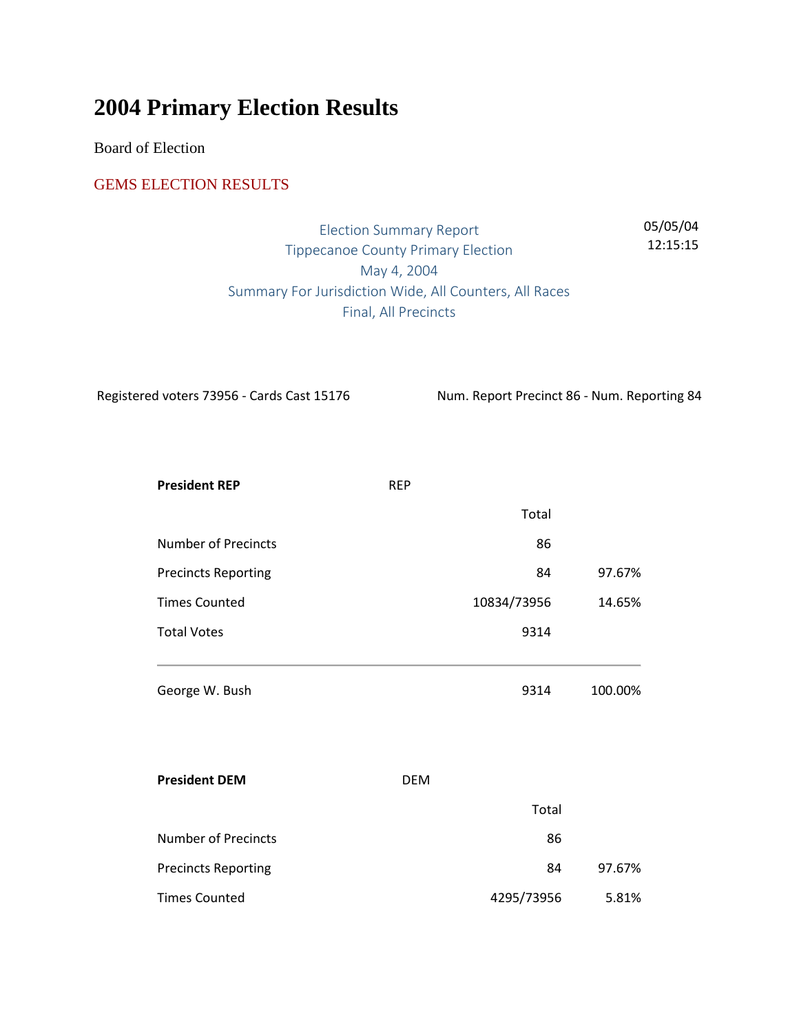# 2004 Primary Election Results

Board of Election

GEMS ELECTION RESULTS

Election Summary Report
Tippecanoe County Primary Election
May 4, 2004
Summary For Jurisdiction Wide, All Counters, All Races
Final, All Precincts

05/05/04
12:15:15

Registered voters 73956 - Cards Cast 15176

Num. Report Precinct 86 - Num. Reporting 84

| **President REP** | REP | |
|---|---|---|
| | Total | |
| Number of Precincts | 86 | |
| Precincts Reporting | 84 | 97.67% |
| Times Counted | 10834/73956 | 14.65% |
| Total Votes | 9314 | |
| George W. Bush | 9314 | 100.00% |

| **President DEM** | DEM | |
|---|---|---|
| | Total | |
| Number of Precincts | 86 | |
| Precincts Reporting | 84 | 97.67% |
| Times Counted | 4295/73956 | 5.81% |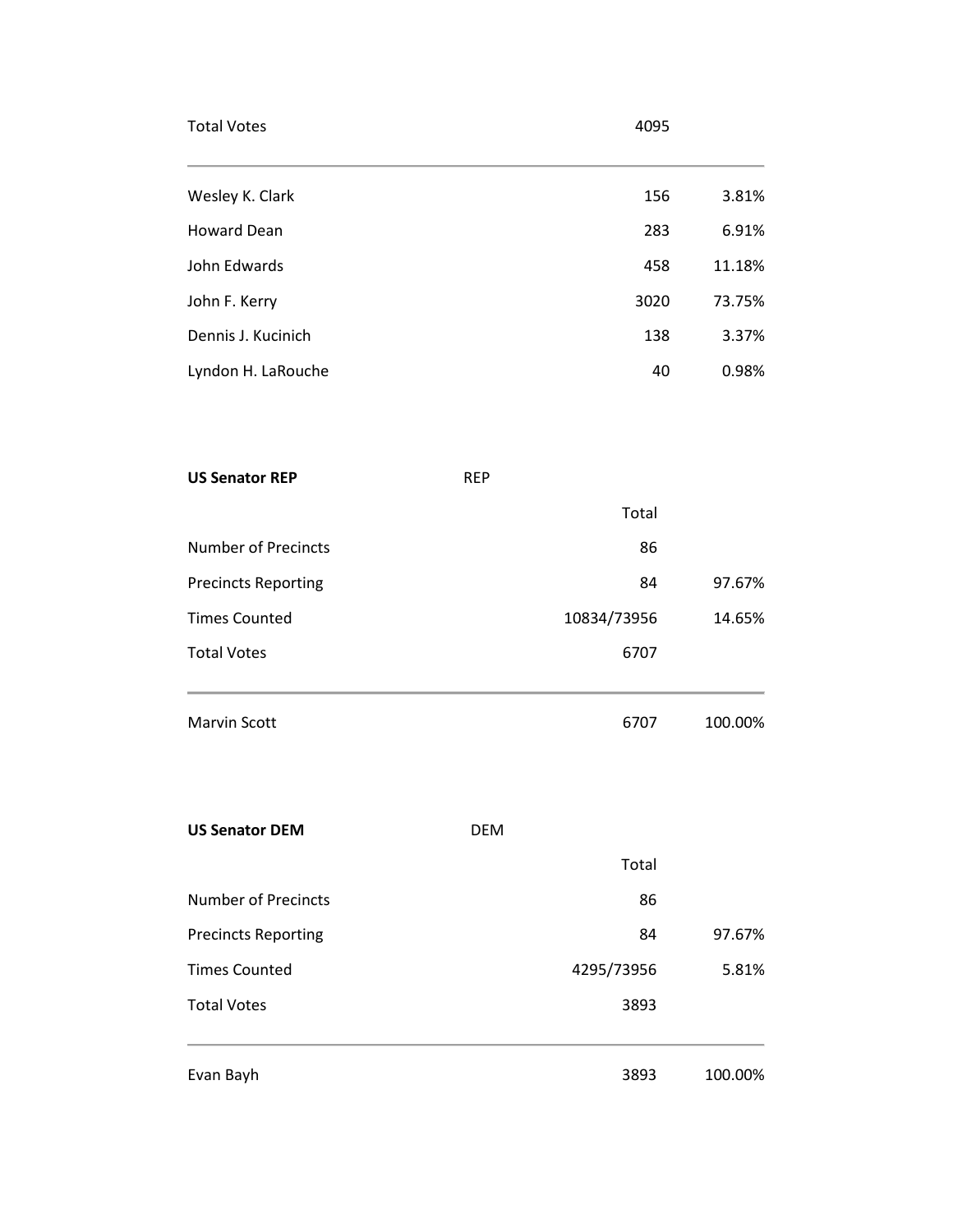| Total Votes | 4095 | |
|---|---|---|
| Wesley K. Clark | 156 | 3.81% |
| Howard Dean | 283 | 6.91% |
| John Edwards | 458 | 11.18% |
| John F. Kerry | 3020 | 73.75% |
| Dennis J. Kucinich | 138 | 3.37% |
| Lyndon H. LaRouche | 40 | 0.98% |

**US Senator REP** REP

| | Total | |
|---|---|---|
| Number of Precincts | 86 | |
| Precincts Reporting | 84 | 97.67% |
| Times Counted | 10834/73956 | 14.65% |
| Total Votes | 6707 | |
| Marvin Scott | 6707 | 100.00% |

**US Senator DEM** DEM

| | Total | |
|---|---|---|
| Number of Precincts | 86 | |
| Precincts Reporting | 84 | 97.67% |
| Times Counted | 4295/73956 | 5.81% |
| Total Votes | 3893 | |
| Evan Bayh | 3893 | 100.00% |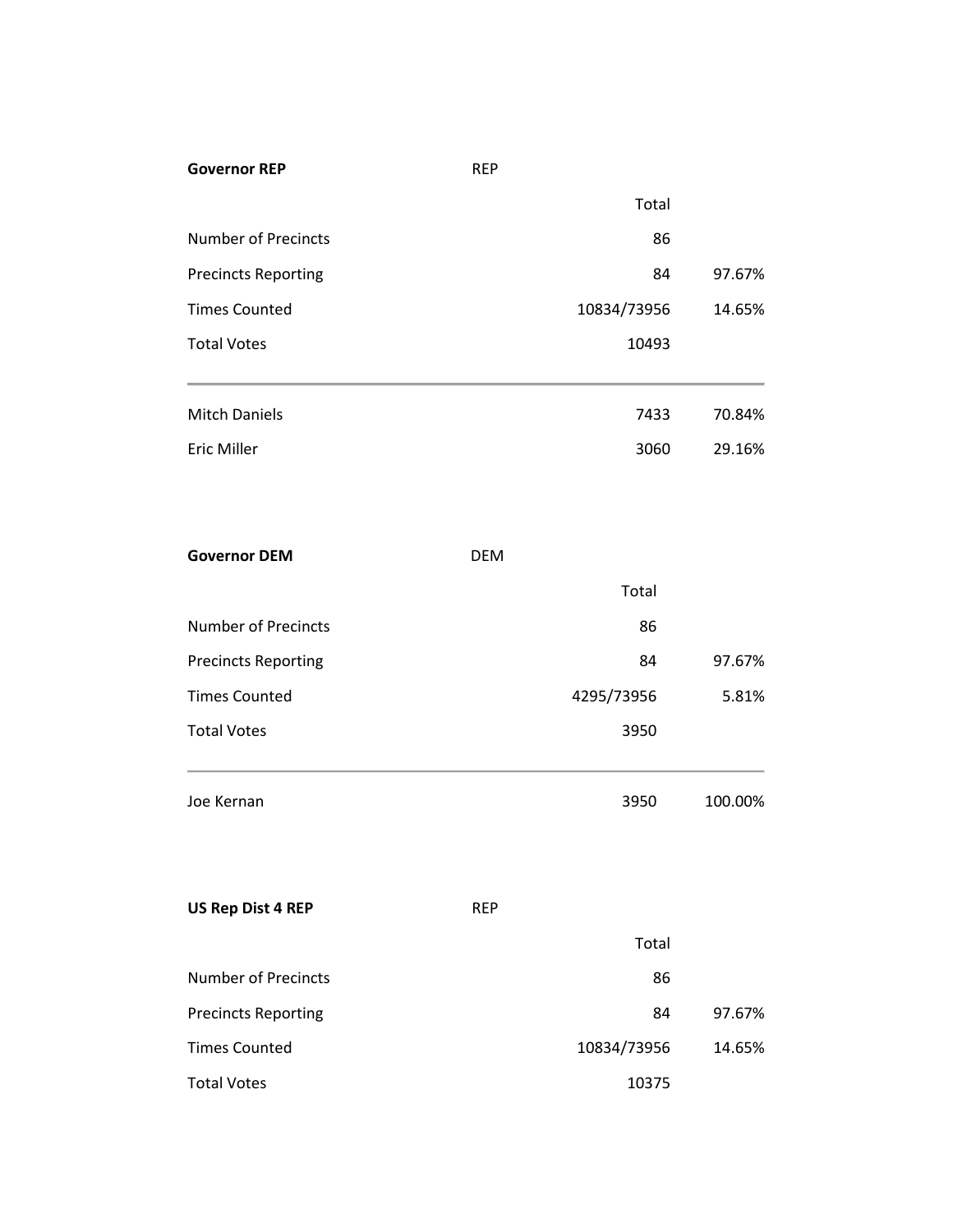**Governor REP** REP

| | Total | |
|---|---|---|
| Number of Precincts | 86 | |
| Precincts Reporting | 84 | 97.67% |
| Times Counted | 10834/73956 | 14.65% |
| Total Votes | 10493 | |

| | | |
|---|---|---|
| Mitch Daniels | 7433 | 70.84% |
| Eric Miller | 3060 | 29.16% |

**Governor DEM** DEM

| | Total | |
|---|---|---|
| Number of Precincts | 86 | |
| Precincts Reporting | 84 | 97.67% |
| Times Counted | 4295/73956 | 5.81% |
| Total Votes | 3950 | |

| | | |
|---|---|---|
| Joe Kernan | 3950 | 100.00% |

**US Rep Dist 4 REP** REP

| | Total | |
|---|---|---|
| Number of Precincts | 86 | |
| Precincts Reporting | 84 | 97.67% |
| Times Counted | 10834/73956 | 14.65% |
| Total Votes | 10375 | |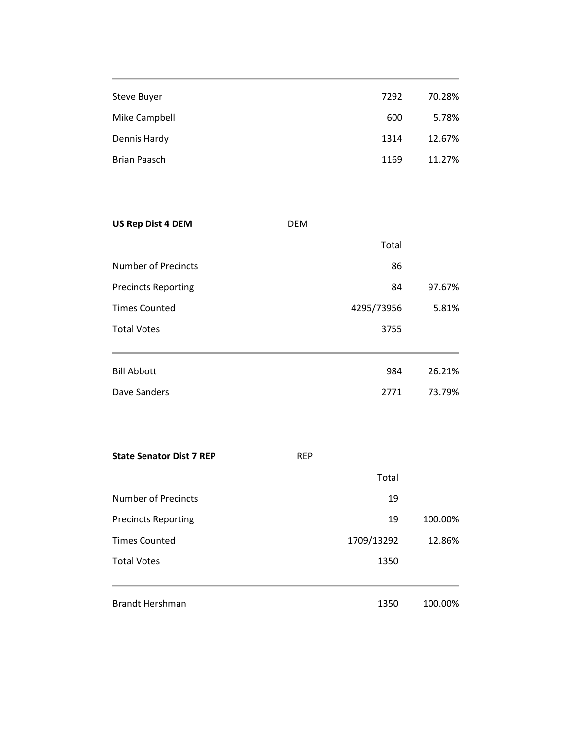| | | |
|---|---|---|
| Steve Buyer | 7292 | 70.28% |
| Mike Campbell | 600 | 5.78% |
| Dennis Hardy | 1314 | 12.67% |
| Brian Paasch | 1169 | 11.27% |

**US Rep Dist 4 DEM** DEM

| | Total | |
|---|---|---|
| Number of Precincts | 86 | |
| Precincts Reporting | 84 | 97.67% |
| Times Counted | 4295/73956 | 5.81% |
| Total Votes | 3755 | |
| Bill Abbott | 984 | 26.21% |
| Dave Sanders | 2771 | 73.79% |

**State Senator Dist 7 REP** REP

| | Total | |
|---|---|---|
| Number of Precincts | 19 | |
| Precincts Reporting | 19 | 100.00% |
| Times Counted | 1709/13292 | 12.86% |
| Total Votes | 1350 | |
| Brandt Hershman | 1350 | 100.00% |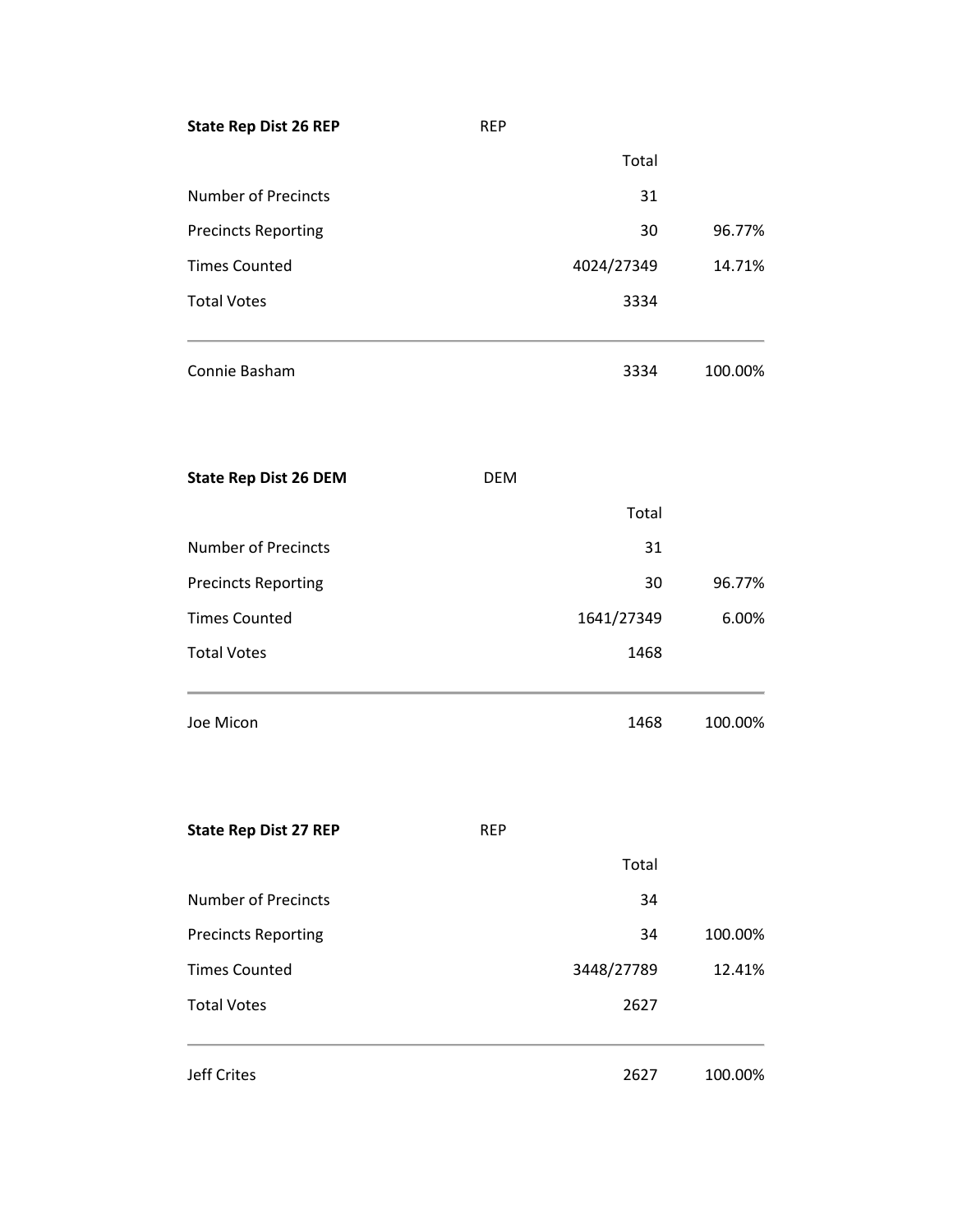## State Rep Dist 26 REP

REP

| | Total | |
|---|---|---|
| Number of Precincts | 31 | |
| Precincts Reporting | 30 | 96.77% |
| Times Counted | 4024/27349 | 14.71% |
| Total Votes | 3334 | |
| Connie Basham | 3334 | 100.00% |

## State Rep Dist 26 DEM

DEM

| | Total | |
|---|---|---|
| Number of Precincts | 31 | |
| Precincts Reporting | 30 | 96.77% |
| Times Counted | 1641/27349 | 6.00% |
| Total Votes | 1468 | |
| Joe Micon | 1468 | 100.00% |

## State Rep Dist 27 REP

REP

| | Total | |
|---|---|---|
| Number of Precincts | 34 | |
| Precincts Reporting | 34 | 100.00% |
| Times Counted | 3448/27789 | 12.41% |
| Total Votes | 2627 | |
| Jeff Crites | 2627 | 100.00% |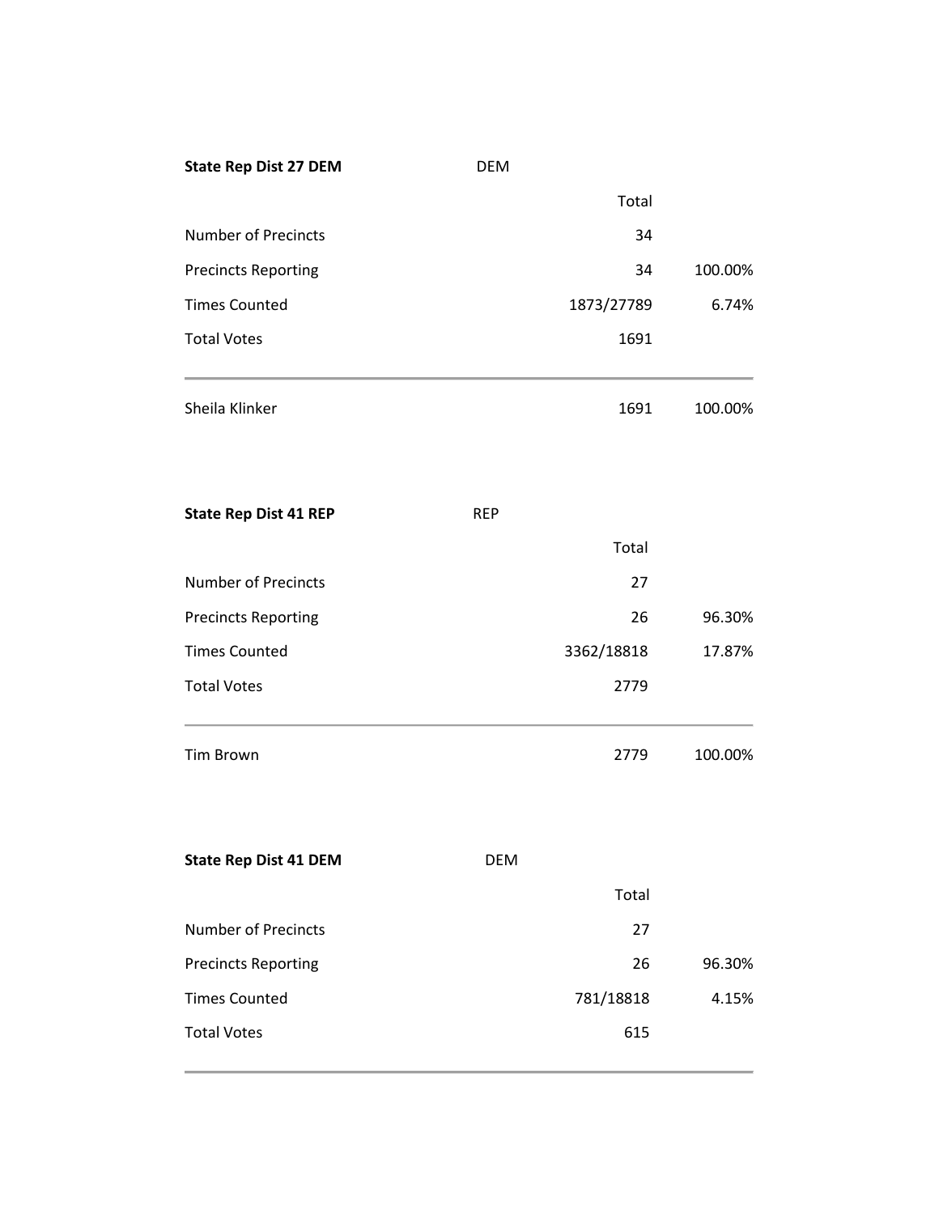**State Rep Dist 27 DEM** DEM

| | Total | |
|---|---|---|
| Number of Precincts | 34 | |
| Precincts Reporting | 34 | 100.00% |
| Times Counted | 1873/27789 | 6.74% |
| Total Votes | 1691 | |
| Sheila Klinker | 1691 | 100.00% |

**State Rep Dist 41 REP** REP

| | Total | |
|---|---|---|
| Number of Precincts | 27 | |
| Precincts Reporting | 26 | 96.30% |
| Times Counted | 3362/18818 | 17.87% |
| Total Votes | 2779 | |
| Tim Brown | 2779 | 100.00% |

**State Rep Dist 41 DEM** DEM

| | Total | |
|---|---|---|
| Number of Precincts | 27 | |
| Precincts Reporting | 26 | 96.30% |
| Times Counted | 781/18818 | 4.15% |
| Total Votes | 615 | |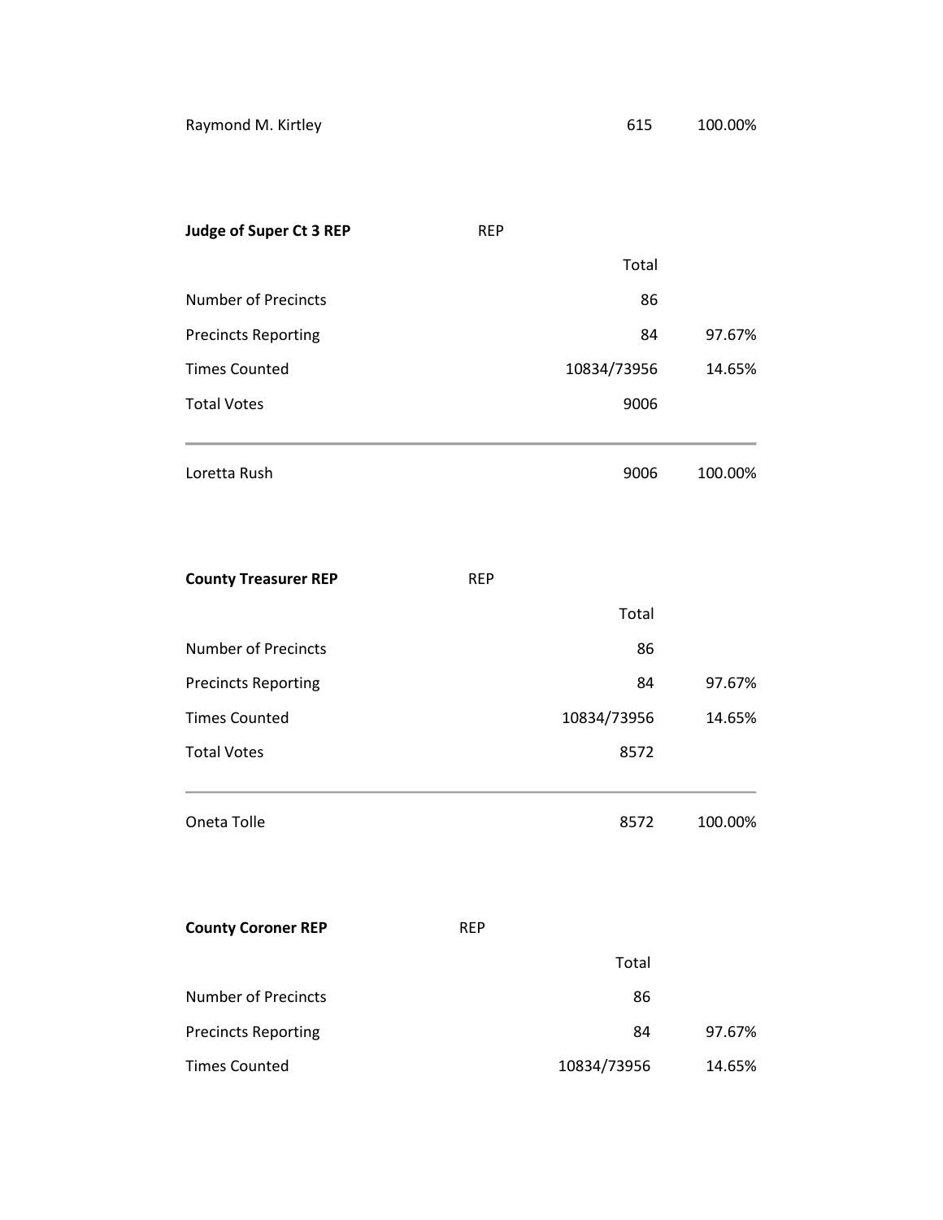| | | |
|---|---|---|
| Raymond M. Kirtley | 615 | 100.00% |

**Judge of Super Ct 3 REP** REP

| | Total | |
|---|---|---|
| Number of Precincts | 86 | |
| Precincts Reporting | 84 | 97.67% |
| Times Counted | 10834/73956 | 14.65% |
| Total Votes | 9006 | |
| Loretta Rush | 9006 | 100.00% |

**County Treasurer REP** REP

| | Total | |
|---|---|---|
| Number of Precincts | 86 | |
| Precincts Reporting | 84 | 97.67% |
| Times Counted | 10834/73956 | 14.65% |
| Total Votes | 8572 | |
| Oneta Tolle | 8572 | 100.00% |

**County Coroner REP** REP

| | Total | |
|---|---|---|
| Number of Precincts | 86 | |
| Precincts Reporting | 84 | 97.67% |
| Times Counted | 10834/73956 | 14.65% |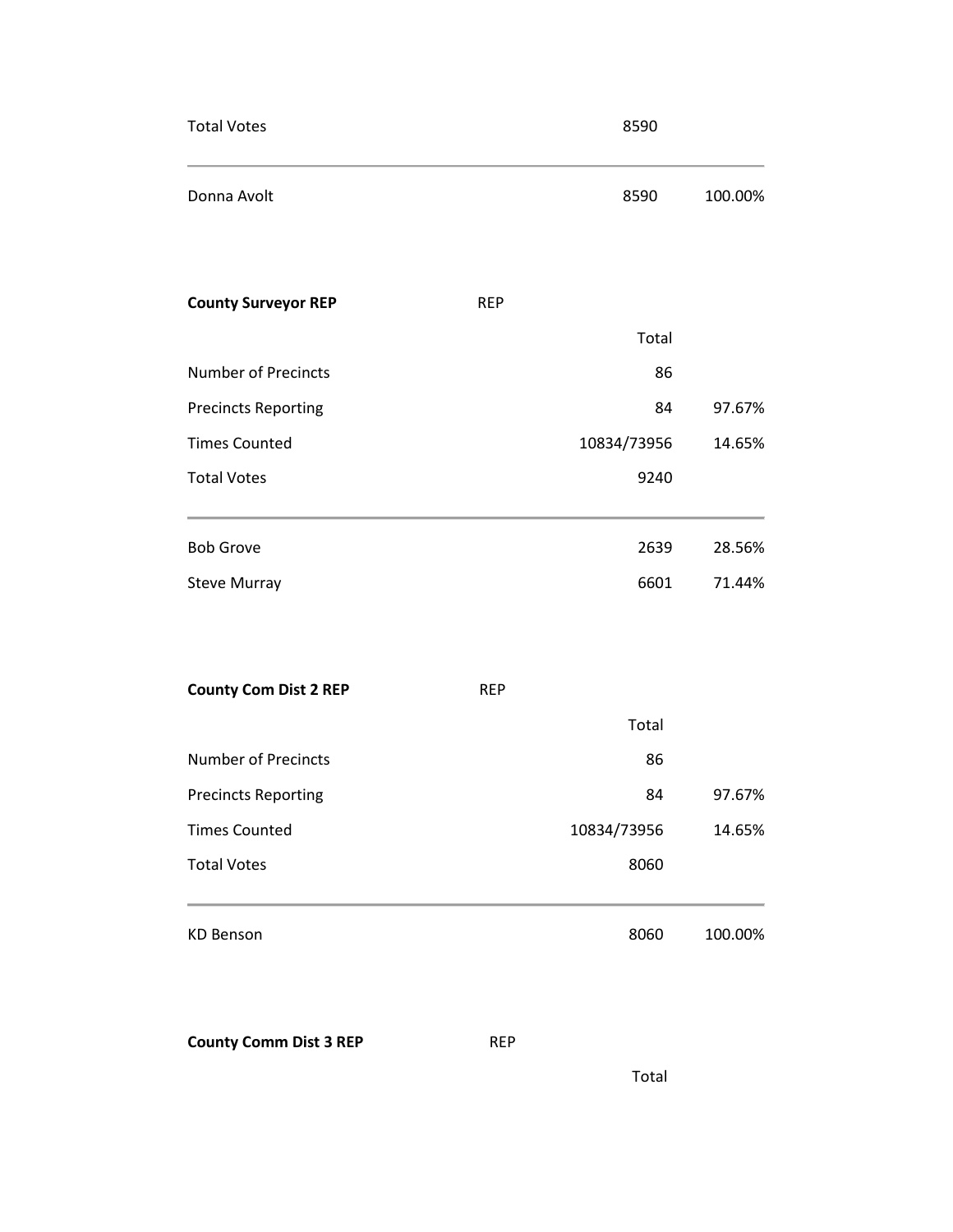| Total Votes | 8590 | |
| --- | --- | --- |
| Donna Avolt | 8590 | 100.00% |

**County Surveyor REP** REP

| | Total | |
| --- | --- | --- |
| Number of Precincts | 86 | |
| Precincts Reporting | 84 | 97.67% |
| Times Counted | 10834/73956 | 14.65% |
| Total Votes | 9240 | |
| Bob Grove | 2639 | 28.56% |
| Steve Murray | 6601 | 71.44% |

**County Com Dist 2 REP** REP

| | Total | |
| --- | --- | --- |
| Number of Precincts | 86 | |
| Precincts Reporting | 84 | 97.67% |
| Times Counted | 10834/73956 | 14.65% |
| Total Votes | 8060 | |
| KD Benson | 8060 | 100.00% |

**County Comm Dist 3 REP** REP

| | Total | |
| --- | --- | --- |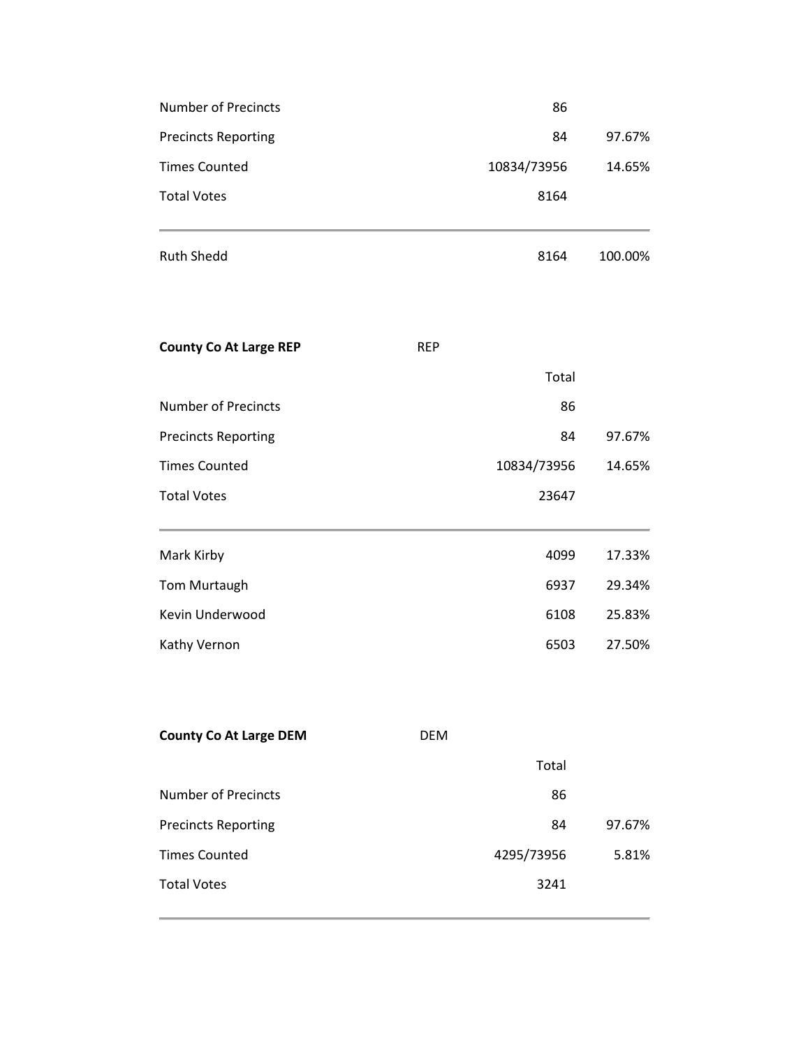| | | |
|---|---|---|
| Number of Precincts | 86 | |
| Precincts Reporting | 84 | 97.67% |
| Times Counted | 10834/73956 | 14.65% |
| Total Votes | 8164 | |

| | | |
|---|---|---|
| Ruth Shedd | 8164 | 100.00% |

**County Co At Large REP** REP

| | Total | |
|---|---|---|
| Number of Precincts | 86 | |
| Precincts Reporting | 84 | 97.67% |
| Times Counted | 10834/73956 | 14.65% |
| Total Votes | 23647 | |

| | | |
|---|---|---|
| Mark Kirby | 4099 | 17.33% |
| Tom Murtaugh | 6937 | 29.34% |
| Kevin Underwood | 6108 | 25.83% |
| Kathy Vernon | 6503 | 27.50% |

**County Co At Large DEM** DEM

| | Total | |
|---|---|---|
| Number of Precincts | 86 | |
| Precincts Reporting | 84 | 97.67% |
| Times Counted | 4295/73956 | 5.81% |
| Total Votes | 3241 | |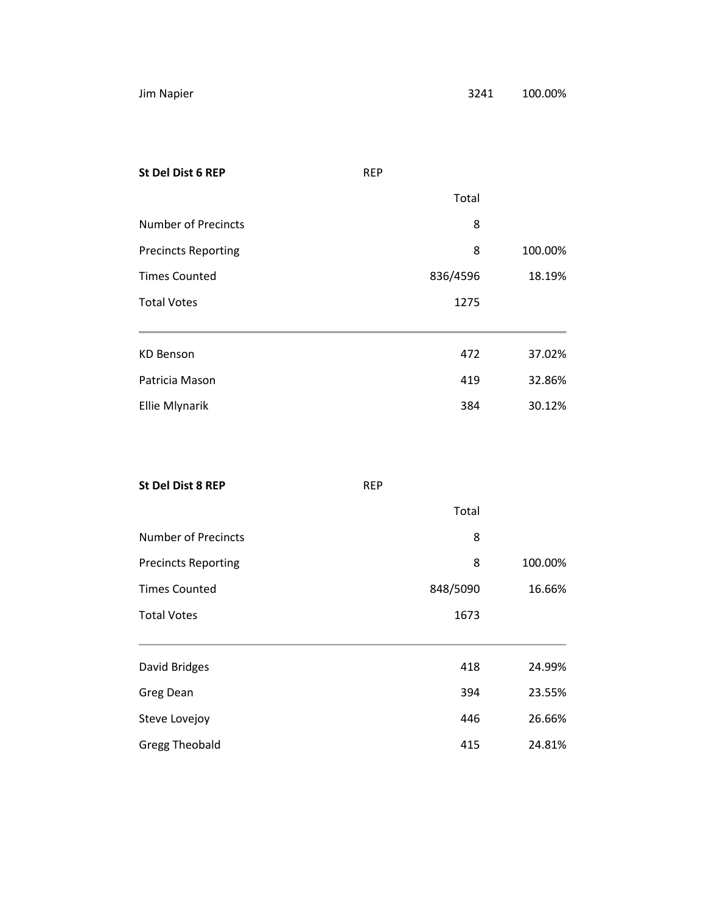| Jim Napier | 3241 | 100.00% |
|---|---|---|

**St Del Dist 6 REP** REP

| | Total | |
|---|---|---|
| Number of Precincts | 8 | |
| Precincts Reporting | 8 | 100.00% |
| Times Counted | 836/4596 | 18.19% |
| Total Votes | 1275 | |
| KD Benson | 472 | 37.02% |
| Patricia Mason | 419 | 32.86% |
| Ellie Mlynarik | 384 | 30.12% |

**St Del Dist 8 REP** REP

| | Total | |
|---|---|---|
| Number of Precincts | 8 | |
| Precincts Reporting | 8 | 100.00% |
| Times Counted | 848/5090 | 16.66% |
| Total Votes | 1673 | |
| David Bridges | 418 | 24.99% |
| Greg Dean | 394 | 23.55% |
| Steve Lovejoy | 446 | 26.66% |
| Gregg Theobald | 415 | 24.81% |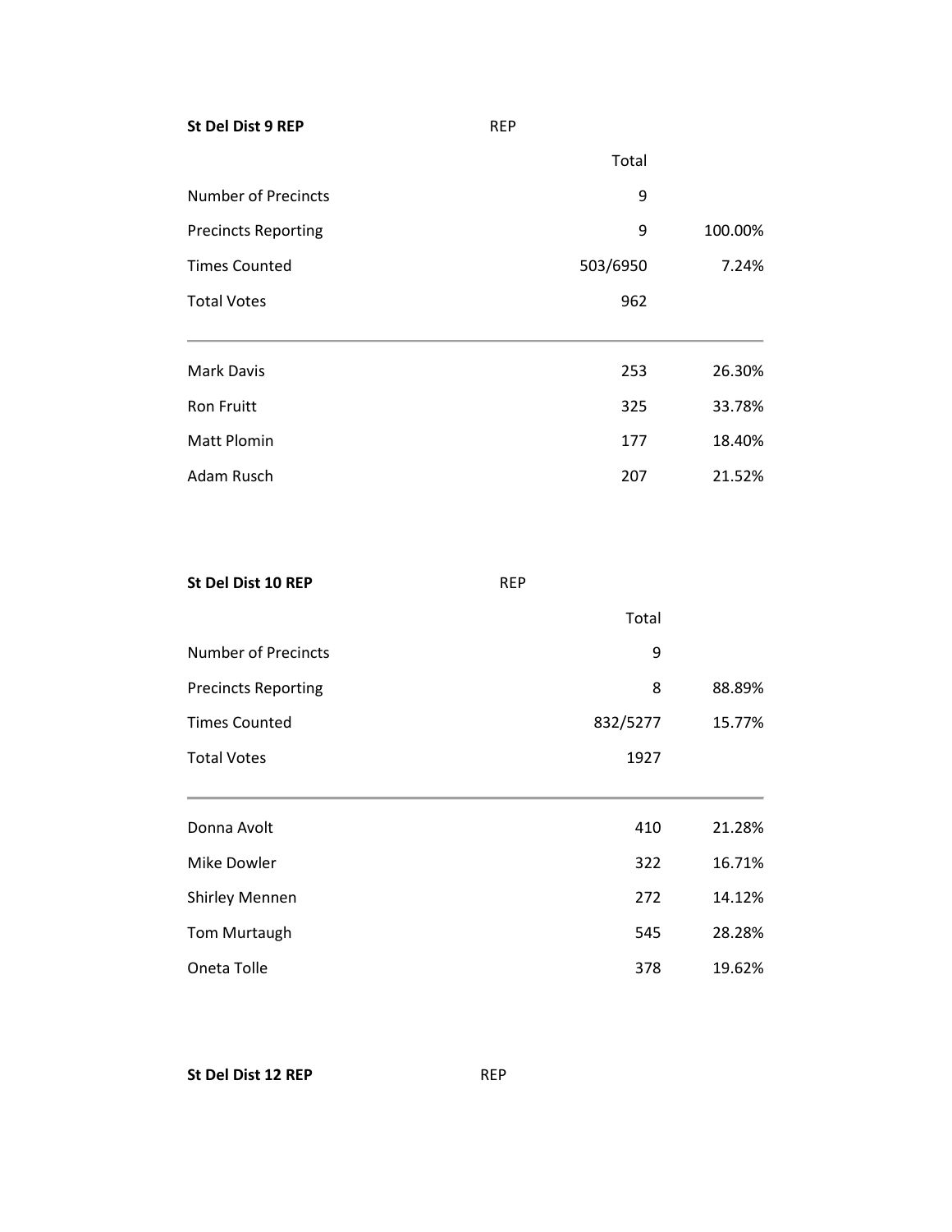**St Del Dist 9 REP** REP

| | Total | |
|---|---|---|
| Number of Precincts | 9 | |
| Precincts Reporting | 9 | 100.00% |
| Times Counted | 503/6950 | 7.24% |
| Total Votes | 962 | |
| Mark Davis | 253 | 26.30% |
| Ron Fruitt | 325 | 33.78% |
| Matt Plomin | 177 | 18.40% |
| Adam Rusch | 207 | 21.52% |

**St Del Dist 10 REP** REP

| | Total | |
|---|---|---|
| Number of Precincts | 9 | |
| Precincts Reporting | 8 | 88.89% |
| Times Counted | 832/5277 | 15.77% |
| Total Votes | 1927 | |
| Donna Avolt | 410 | 21.28% |
| Mike Dowler | 322 | 16.71% |
| Shirley Mennen | 272 | 14.12% |
| Tom Murtaugh | 545 | 28.28% |
| Oneta Tolle | 378 | 19.62% |

**St Del Dist 12 REP** REP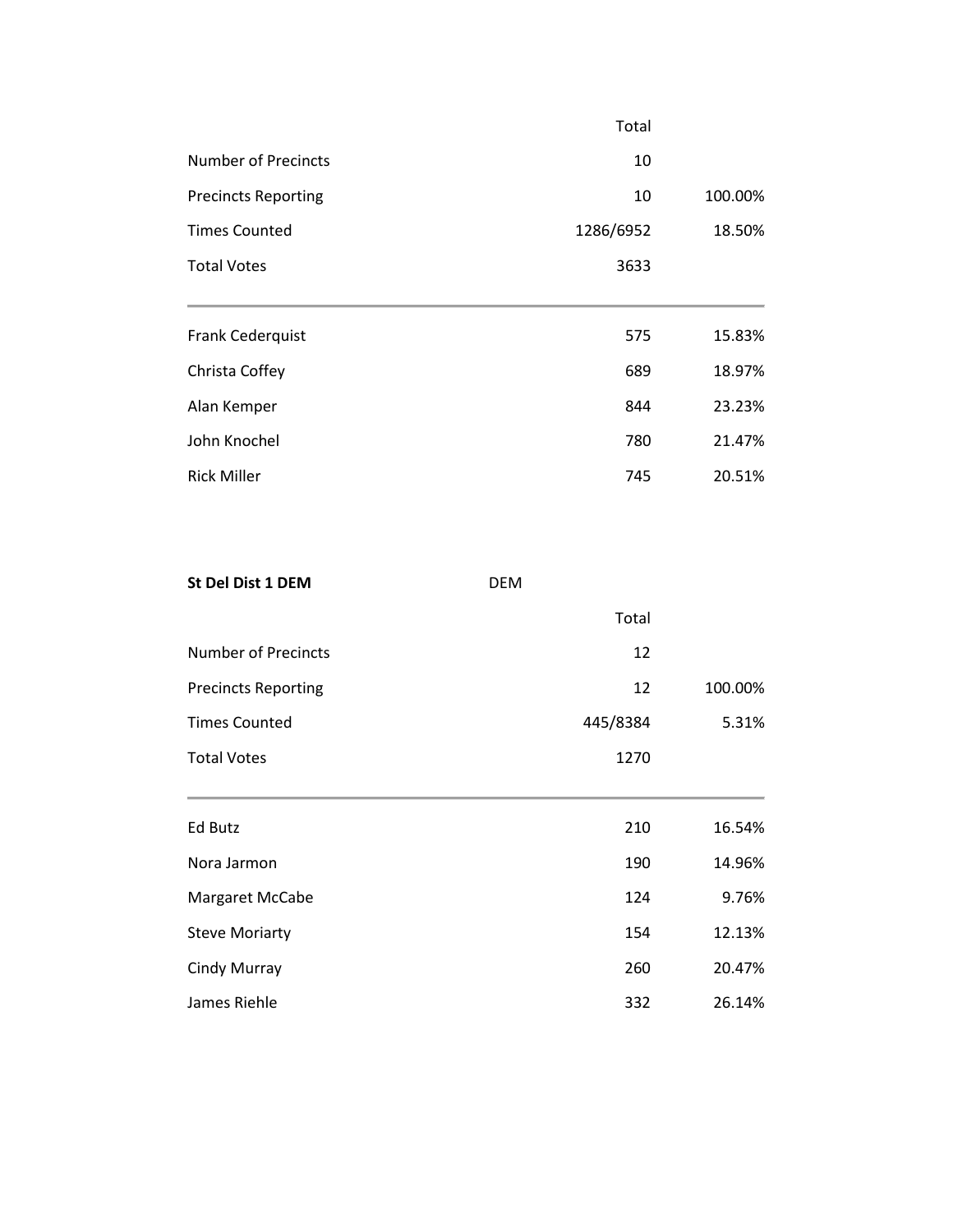| | Total | |
|---|---|---|
| Number of Precincts | 10 | |
| Precincts Reporting | 10 | 100.00% |
| Times Counted | 1286/6952 | 18.50% |
| Total Votes | 3633 | |
| Frank Cederquist | 575 | 15.83% |
| Christa Coffey | 689 | 18.97% |
| Alan Kemper | 844 | 23.23% |
| John Knochel | 780 | 21.47% |
| Rick Miller | 745 | 20.51% |

**St Del Dist 1 DEM** DEM

| | Total | |
|---|---|---|
| Number of Precincts | 12 | |
| Precincts Reporting | 12 | 100.00% |
| Times Counted | 445/8384 | 5.31% |
| Total Votes | 1270 | |
| Ed Butz | 210 | 16.54% |
| Nora Jarmon | 190 | 14.96% |
| Margaret McCabe | 124 | 9.76% |
| Steve Moriarty | 154 | 12.13% |
| Cindy Murray | 260 | 20.47% |
| James Riehle | 332 | 26.14% |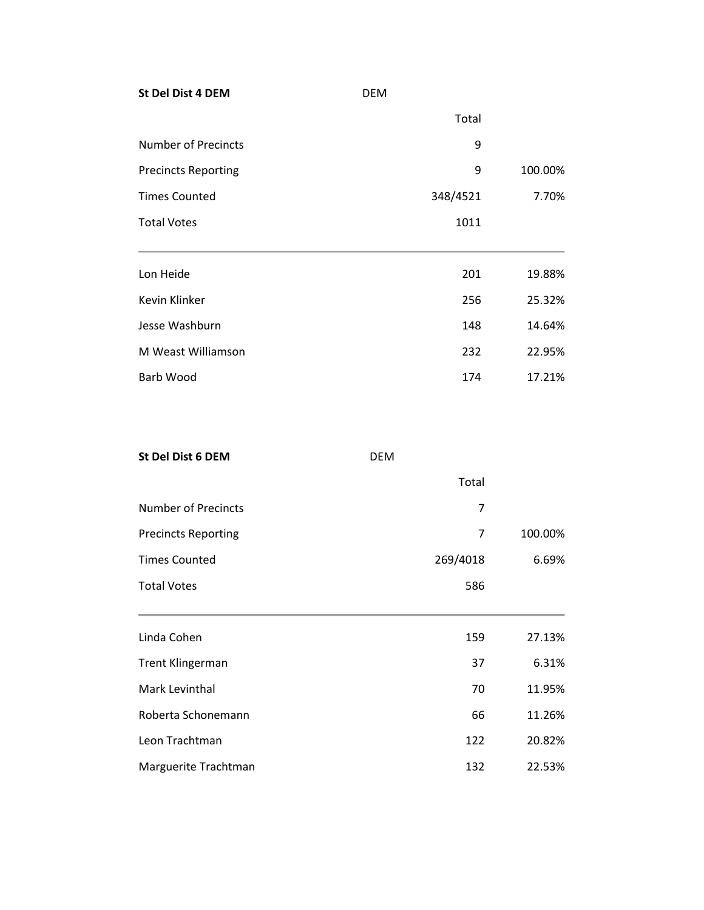| **St Del Dist 4 DEM** | DEM | |
|---|---|---|
| | Total | |
| Number of Precincts | 9 | |
| Precincts Reporting | 9 | 100.00% |
| Times Counted | 348/4521 | 7.70% |
| Total Votes | 1011 | |
| Lon Heide | 201 | 19.88% |
| Kevin Klinker | 256 | 25.32% |
| Jesse Washburn | 148 | 14.64% |
| M Weast Williamson | 232 | 22.95% |
| Barb Wood | 174 | 17.21% |

| **St Del Dist 6 DEM** | DEM | |
|---|---|---|
| | Total | |
| Number of Precincts | 7 | |
| Precincts Reporting | 7 | 100.00% |
| Times Counted | 269/4018 | 6.69% |
| Total Votes | 586 | |
| Linda Cohen | 159 | 27.13% |
| Trent Klingerman | 37 | 6.31% |
| Mark Levinthal | 70 | 11.95% |
| Roberta Schonemann | 66 | 11.26% |
| Leon Trachtman | 122 | 20.82% |
| Marguerite Trachtman | 132 | 22.53% |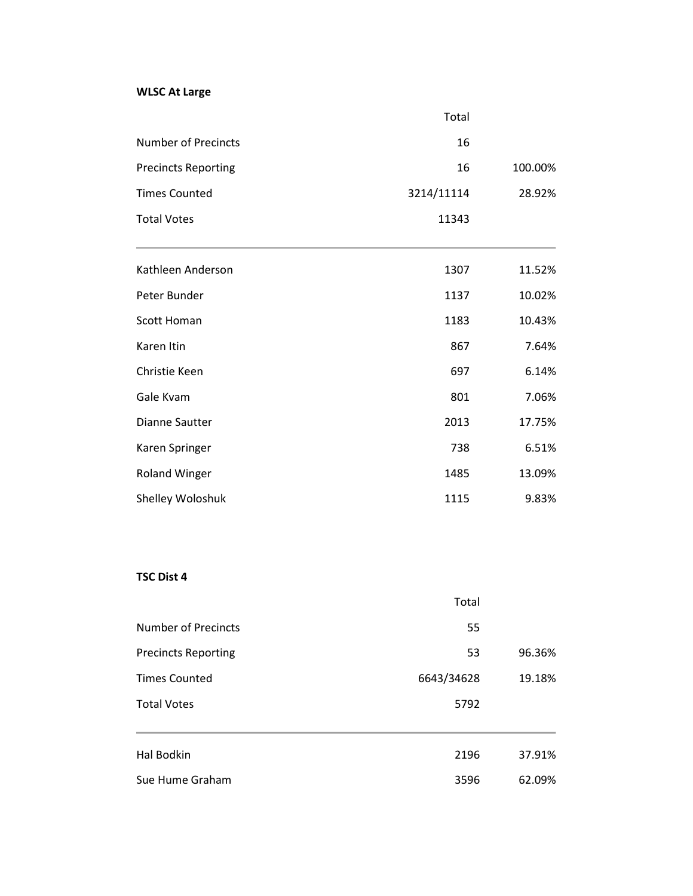**WLSC At Large**

| | Total | |
|---|---|---|
| Number of Precincts | 16 | |
| Precincts Reporting | 16 | 100.00% |
| Times Counted | 3214/11114 | 28.92% |
| Total Votes | 11343 | |
| Kathleen Anderson | 1307 | 11.52% |
| Peter Bunder | 1137 | 10.02% |
| Scott Homan | 1183 | 10.43% |
| Karen Itin | 867 | 7.64% |
| Christie Keen | 697 | 6.14% |
| Gale Kvam | 801 | 7.06% |
| Dianne Sautter | 2013 | 17.75% |
| Karen Springer | 738 | 6.51% |
| Roland Winger | 1485 | 13.09% |
| Shelley Woloshuk | 1115 | 9.83% |

**TSC Dist 4**

| | Total | |
|---|---|---|
| Number of Precincts | 55 | |
| Precincts Reporting | 53 | 96.36% |
| Times Counted | 6643/34628 | 19.18% |
| Total Votes | 5792 | |
| Hal Bodkin | 2196 | 37.91% |
| Sue Hume Graham | 3596 | 62.09% |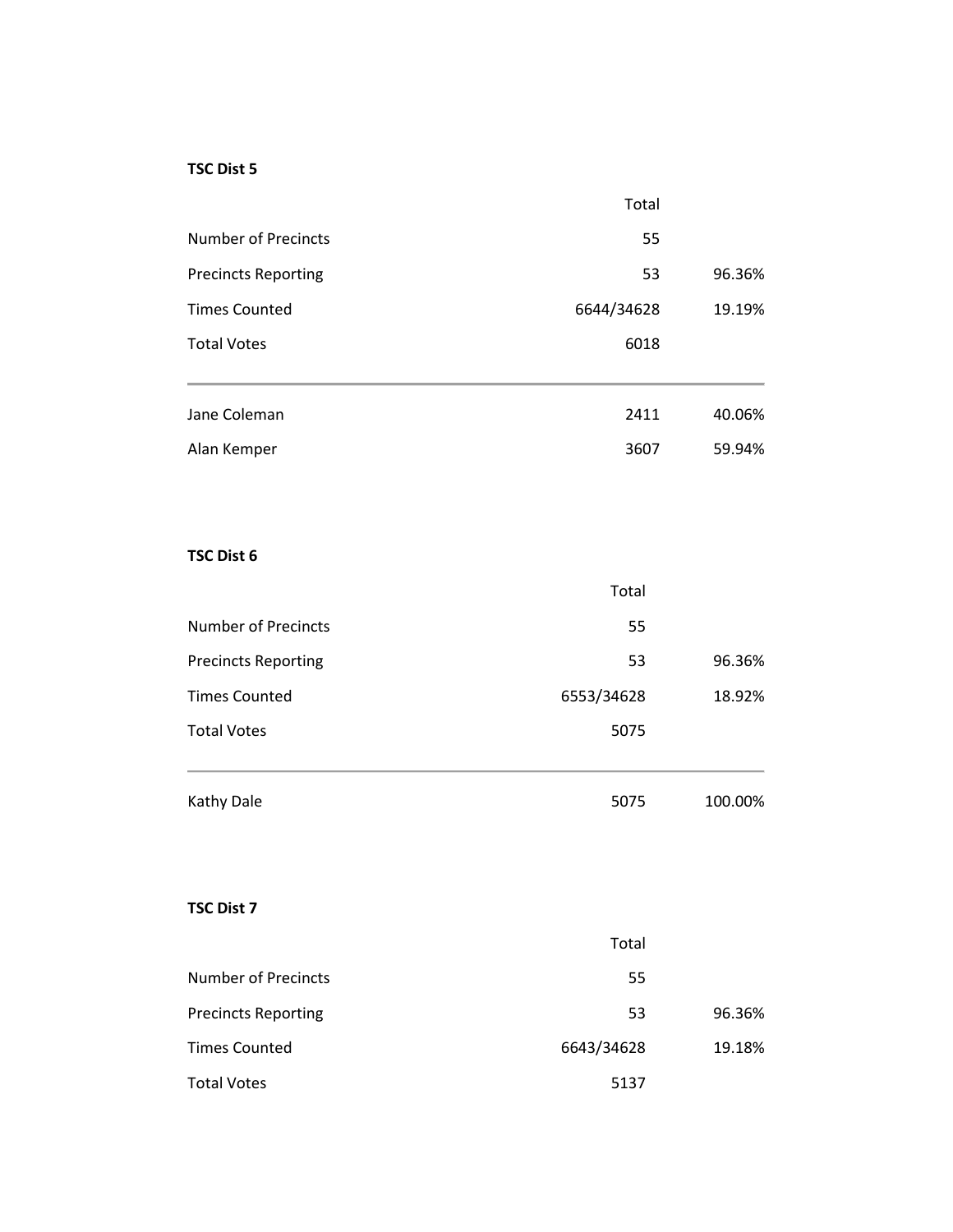**TSC Dist 5**

| | Total | |
|---|---|---|
| Number of Precincts | 55 | |
| Precincts Reporting | 53 | 96.36% |
| Times Counted | 6644/34628 | 19.19% |
| Total Votes | 6018 | |
| Jane Coleman | 2411 | 40.06% |
| Alan Kemper | 3607 | 59.94% |

**TSC Dist 6**

| | Total | |
|---|---|---|
| Number of Precincts | 55 | |
| Precincts Reporting | 53 | 96.36% |
| Times Counted | 6553/34628 | 18.92% |
| Total Votes | 5075 | |
| Kathy Dale | 5075 | 100.00% |

**TSC Dist 7**

| | Total | |
|---|---|---|
| Number of Precincts | 55 | |
| Precincts Reporting | 53 | 96.36% |
| Times Counted | 6643/34628 | 19.18% |
| Total Votes | 5137 | |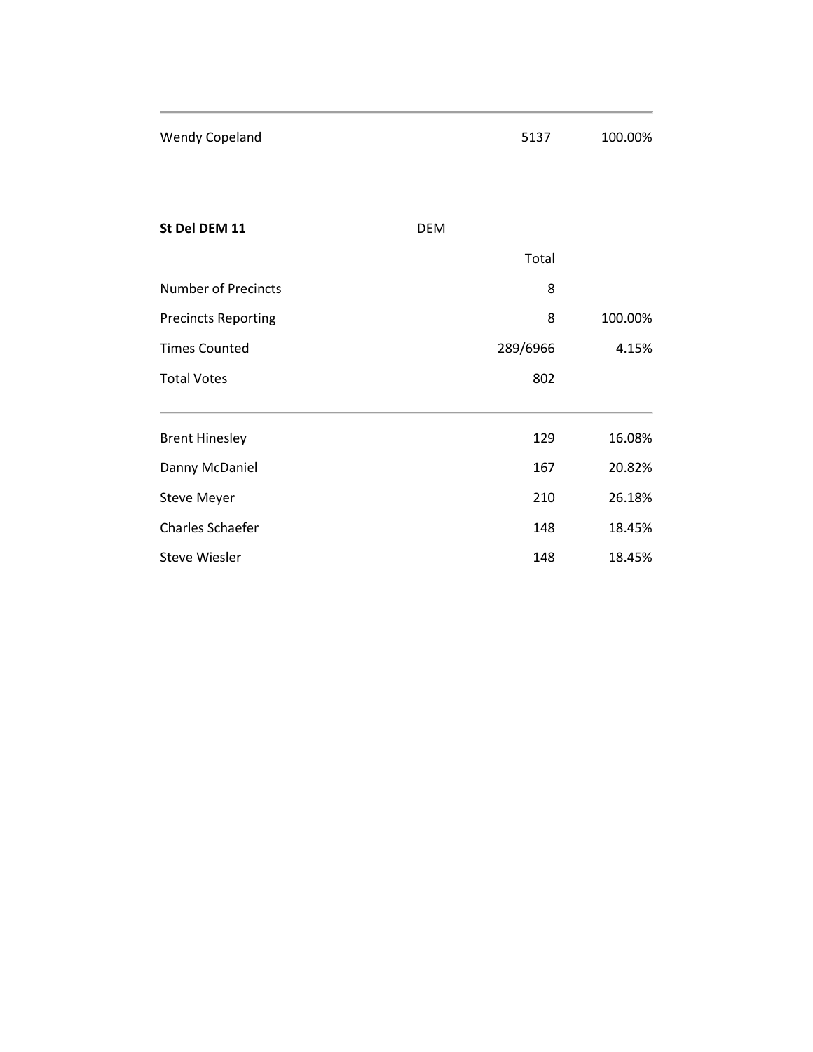| | | |
|---|---|---|
| Wendy Copeland | 5137 | 100.00% |

| **St Del DEM 11** | DEM | |
|---|---|---|
| | Total | |
| Number of Precincts | 8 | |
| Precincts Reporting | 8 | 100.00% |
| Times Counted | 289/6966 | 4.15% |
| Total Votes | 802 | |

| | | |
|---|---|---|
| Brent Hinesley | 129 | 16.08% |
| Danny McDaniel | 167 | 20.82% |
| Steve Meyer | 210 | 26.18% |
| Charles Schaefer | 148 | 18.45% |
| Steve Wiesler | 148 | 18.45% |